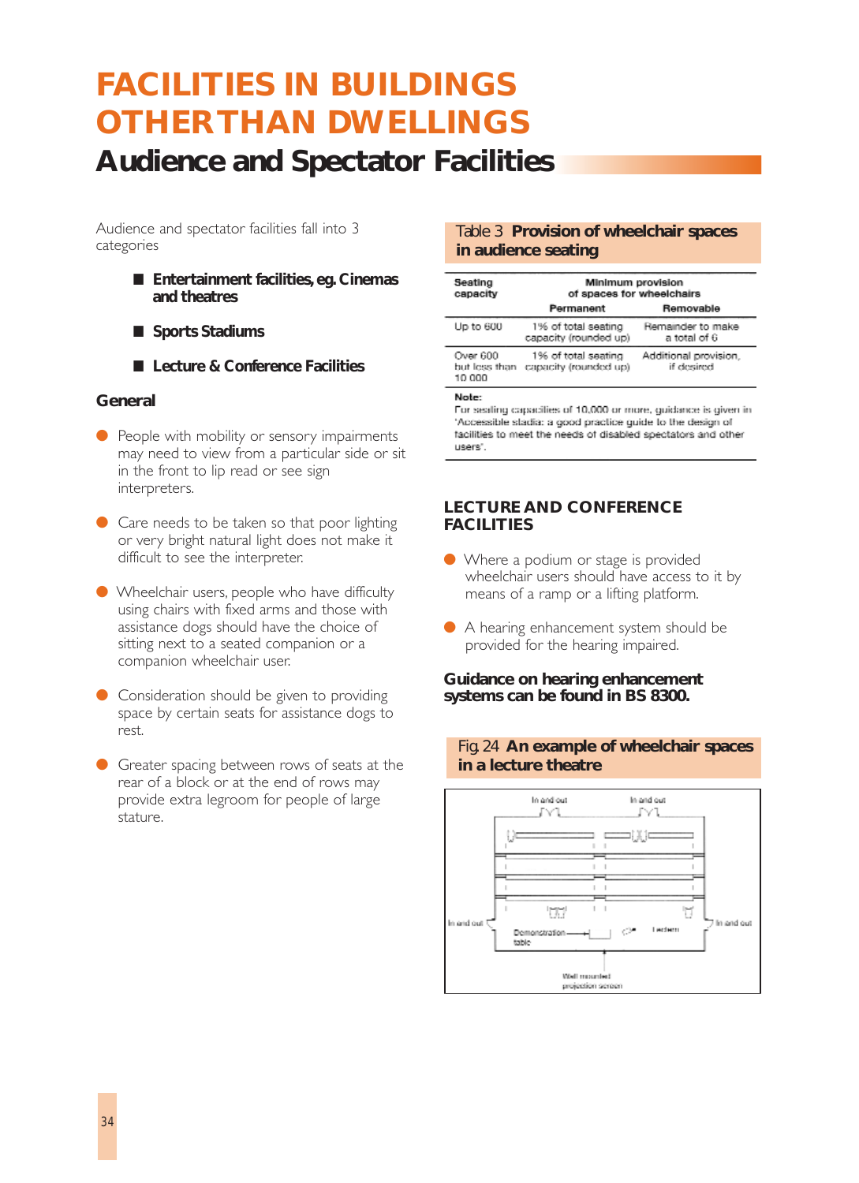# FACILITIES IN BUILDINGS OTHER THAN DWELLINGS

## Audience and Spectator Facilities

Audience and spectator facilities fall into 3 categories

- **Entertainment facilities, eg. Cinemas and theatres**
- **Sports Stadiums**
- **Lecture & Conference Facilities**

### General

- People with mobility or sensory impairments may need to view from a particular side or sit in the front to lip read or see sign interpreters.
- Care needs to be taken so that poor lighting or very bright natural light does not make it difficult to see the interpreter.
- Wheelchair users, people who have difficulty using chairs with fixed arms and those with assistance dogs should have the choice of sitting next to a seated companion or a companion wheelchair user.
- Consideration should be given to providing space by certain seats for assistance dogs to rest.
- Greater spacing between rows of seats at the rear of a block or at the end of rows may provide extra legroom for people of large stature.

Table 3 **Provision of wheelchair spaces in audience seating**

| Seating capacity | Minimum provision of spaces for wheelchairs | |
|---|---|---|
| | Permanent | Removable |
| Up to 600 | 1% of total seating capacity (rounded up) | Remainder to make a total of 6 |
| Over 600 but less than 10 000 | 1% of total seating capacity (rounded up) | Additional provision, if desired |

**Note:**
For seating capacities of 10,000 or more, guidance is given in 'Accessible stadia: a good practice guide to the design of facilities to meet the needs of disabled spectators and other users'.

### LECTURE AND CONFERENCE FACILITIES

- Where a podium or stage is provided wheelchair users should have access to it by means of a ramp or a lifting platform.
- A hearing enhancement system should be provided for the hearing impaired.

**Guidance on hearing enhancement systems can be found in BS 8300.**

Fig. 24 **An example of wheelchair spaces in a lecture theatre**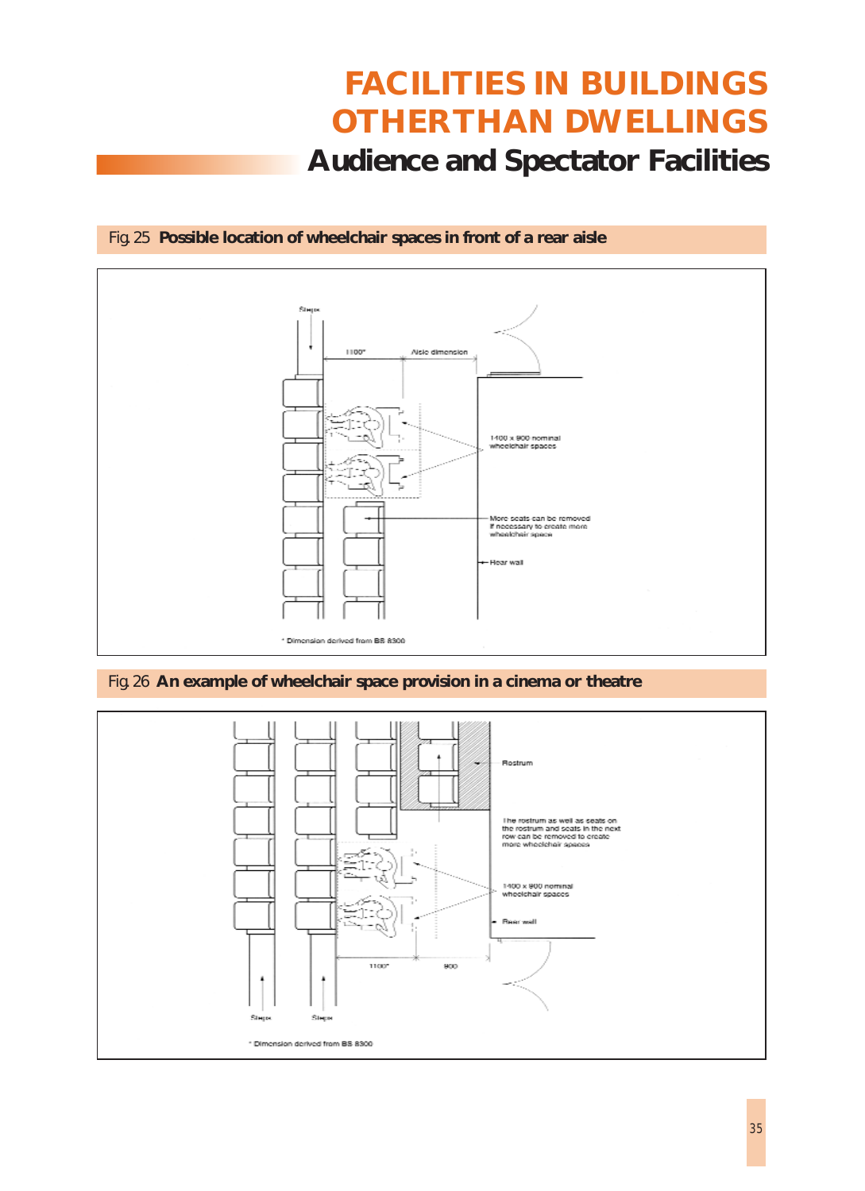# FACILITIES IN BUILDINGS OTHER THAN DWELLINGS

## Audience and Spectator Facilities

Fig. 25 **Possible location of wheelchair spaces in front of a rear aisle**

Steps

1100*

Aisle dimension

1400 x 900 nominal wheelchair spaces

More seats can be removed if necessary to create more wheelchair space

Rear wall

\* Dimension derived from BS 8300

Fig. 26 **An example of wheelchair space provision in a cinema or theatre**

Rostrum

The rostrum as well as seats on the rostrum and seats in the next row can be removed to create more wheelchair spaces

1400 x 900 nominal wheelchair spaces

Rear wall

1100*

900

Steps

Steps

\* Dimension derived from BS 8300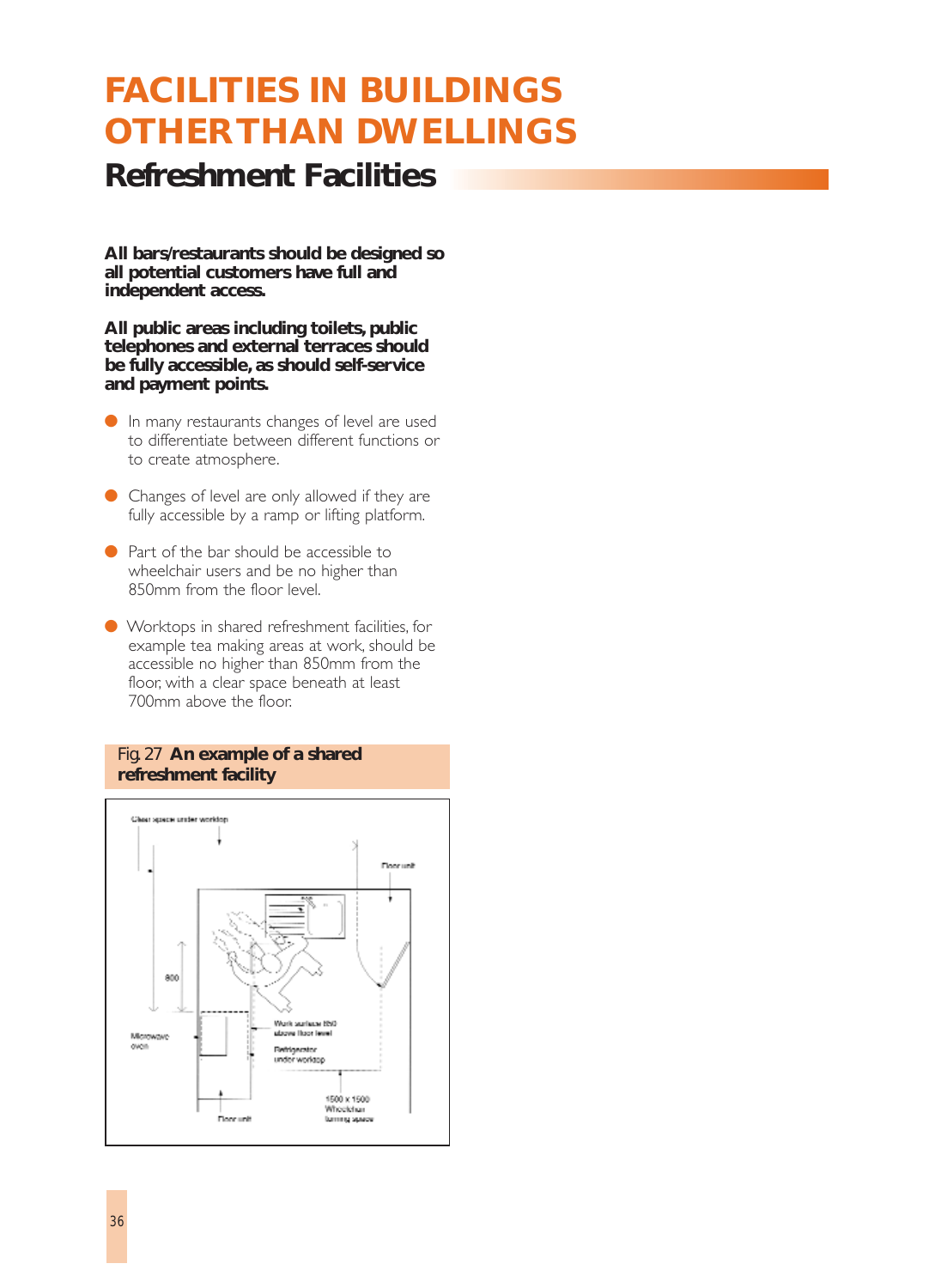# FACILITIES IN BUILDINGS OTHER THAN DWELLINGS

## Refreshment Facilities

**All bars/restaurants should be designed so all potential customers have full and independent access.**

**All public areas including toilets, public telephones and external terraces should be fully accessible, as should self-service and payment points.**

- In many restaurants changes of level are used to differentiate between different functions or to create atmosphere.
- Changes of level are only allowed if they are fully accessible by a ramp or lifting platform.
- Part of the bar should be accessible to wheelchair users and be no higher than 850mm from the floor level.
- Worktops in shared refreshment facilities, for example tea making areas at work, should be accessible no higher than 850mm from the floor, with a clear space beneath at least 700mm above the floor.

Fig. 27 **An example of a shared refreshment facility**

Clear space under worktop

Floor unit

800

Microwave oven

Work surface 850 above floor level

Refrigerator under worktop

1500 x 1500 Wheelchair turning space

Floor unit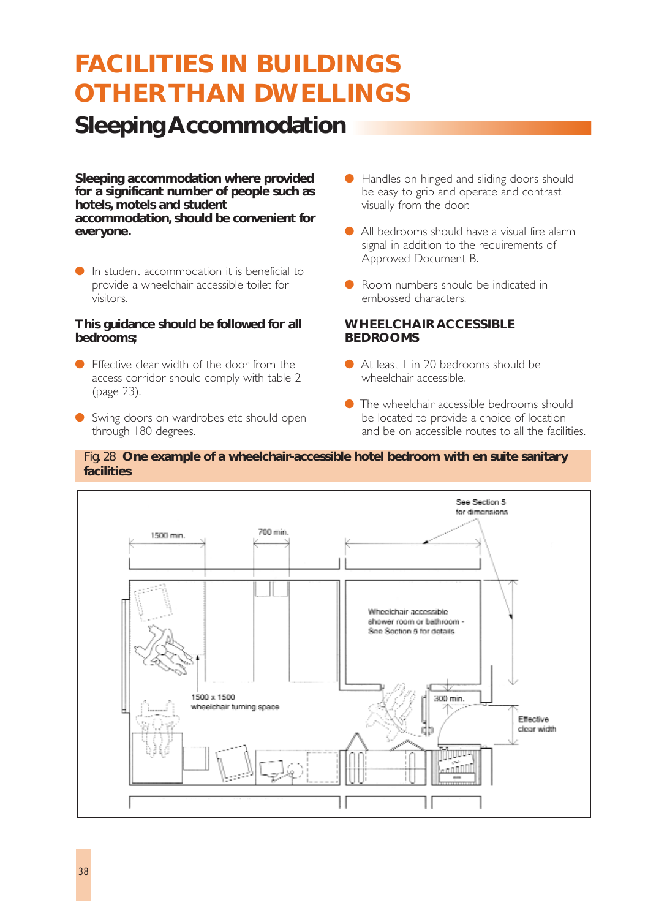# FACILITIES IN BUILDINGS OTHER THAN DWELLINGS

## Sleeping Accommodation

**Sleeping accommodation where provided for a significant number of people such as hotels, motels and student accommodation, should be convenient for everyone.**

- In student accommodation it is beneficial to provide a wheelchair accessible toilet for visitors.

**This guidance should be followed for all bedrooms;**

- Effective clear width of the door from the access corridor should comply with table 2 (page 23).
- Swing doors on wardrobes etc should open through 180 degrees.
- Handles on hinged and sliding doors should be easy to grip and operate and contrast visually from the door.
- All bedrooms should have a visual fire alarm signal in addition to the requirements of Approved Document B.
- Room numbers should be indicated in embossed characters.

### WHEELCHAIR ACCESSIBLE BEDROOMS

- At least 1 in 20 bedrooms should be wheelchair accessible.
- The wheelchair accessible bedrooms should be located to provide a choice of location and be on accessible routes to all the facilities.

Fig. 28 **One example of a wheelchair-accessible hotel bedroom with en suite sanitary facilities**

1500 min.

700 min.

See Section 5 for dimensions

Wheelchair accessible shower room or bathroom - See Section 5 for details

1500 x 1500 wheelchair turning space

300 min.

Effective clear width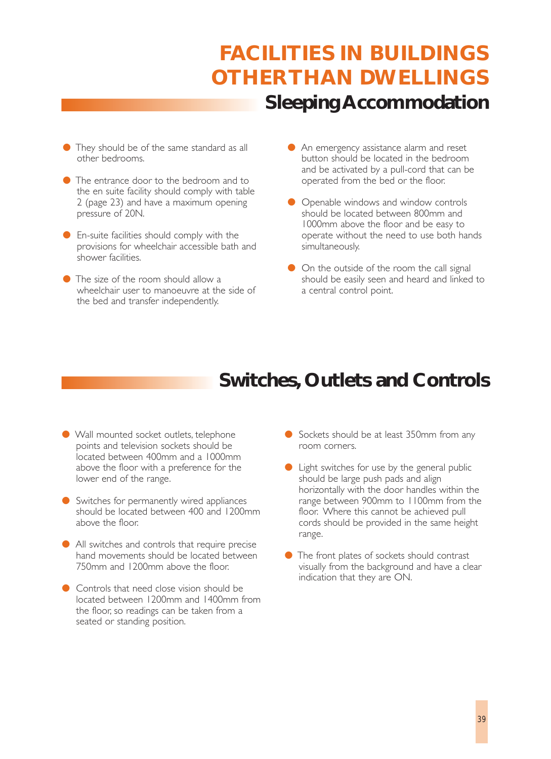# FACILITIES IN BUILDINGS OTHERTHAN DWELLINGS

## Sleeping Accommodation

- They should be of the same standard as all other bedrooms.
- The entrance door to the bedroom and to the en suite facility should comply with table 2 (page 23) and have a maximum opening pressure of 20N.
- En-suite facilities should comply with the provisions for wheelchair accessible bath and shower facilities.
- The size of the room should allow a wheelchair user to manoeuvre at the side of the bed and transfer independently.
- An emergency assistance alarm and reset button should be located in the bedroom and be activated by a pull-cord that can be operated from the bed or the floor.
- Openable windows and window controls should be located between 800mm and 1000mm above the floor and be easy to operate without the need to use both hands simultaneously.
- On the outside of the room the call signal should be easily seen and heard and linked to a central control point.

## Switches, Outlets and Controls

- Wall mounted socket outlets, telephone points and television sockets should be located between 400mm and a 1000mm above the floor with a preference for the lower end of the range.
- Switches for permanently wired appliances should be located between 400 and 1200mm above the floor.
- All switches and controls that require precise hand movements should be located between 750mm and 1200mm above the floor.
- Controls that need close vision should be located between 1200mm and 1400mm from the floor, so readings can be taken from a seated or standing position.
- Sockets should be at least 350mm from any room corners.
- Light switches for use by the general public should be large push pads and align horizontally with the door handles within the range between 900mm to 1100mm from the floor. Where this cannot be achieved pull cords should be provided in the same height range.
- The front plates of sockets should contrast visually from the background and have a clear indication that they are ON.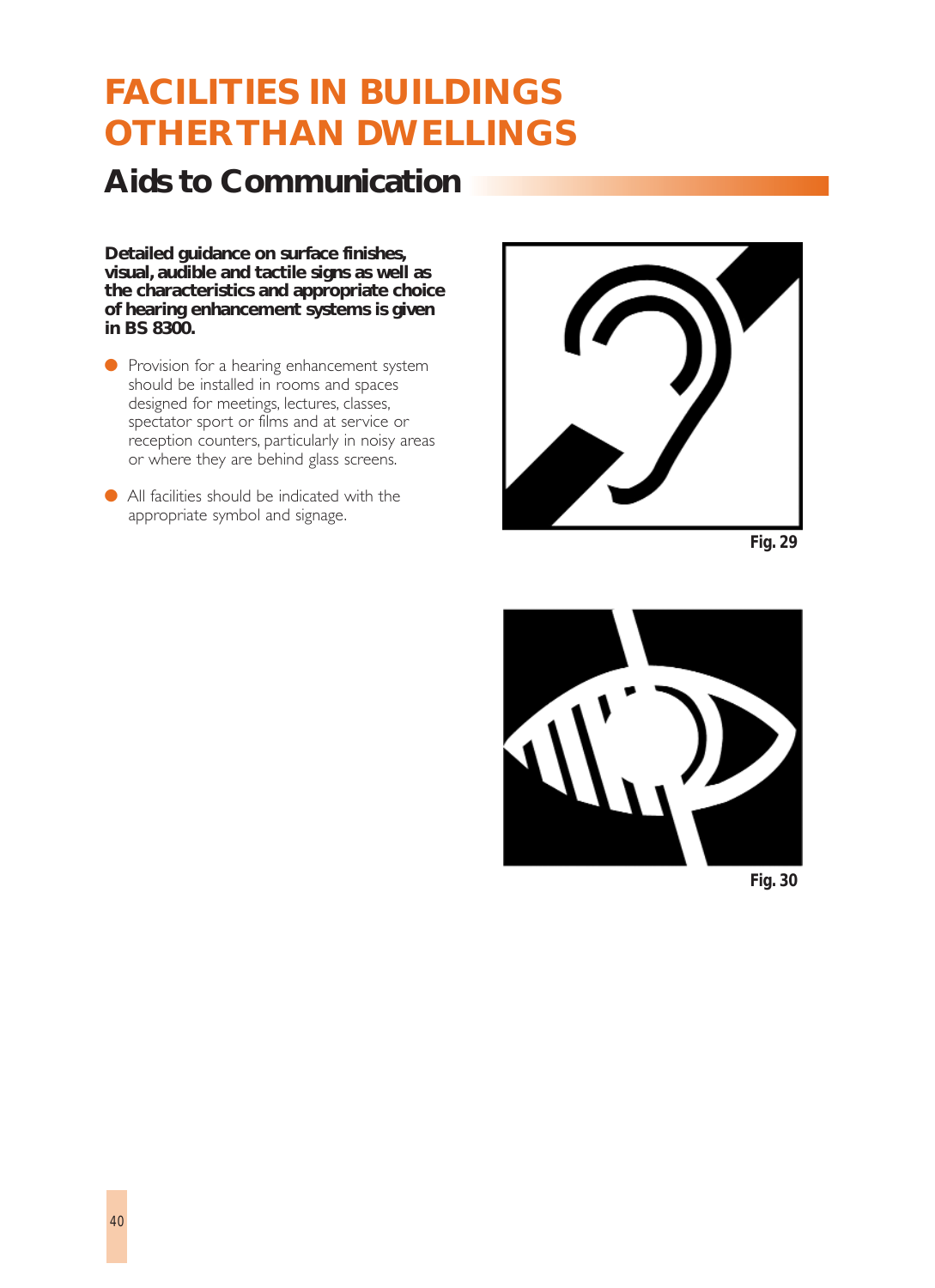# FACILITIES IN BUILDINGS OTHER THAN DWELLINGS

## Aids to Communication

**Detailed guidance on surface finishes, visual, audible and tactile signs as well as the characteristics and appropriate choice of hearing enhancement systems is given in BS 8300.**

- Provision for a hearing enhancement system should be installed in rooms and spaces designed for meetings, lectures, classes, spectator sport or films and at service or reception counters, particularly in noisy areas or where they are behind glass screens.
- All facilities should be indicated with the appropriate symbol and signage.

Fig. 29

Fig. 30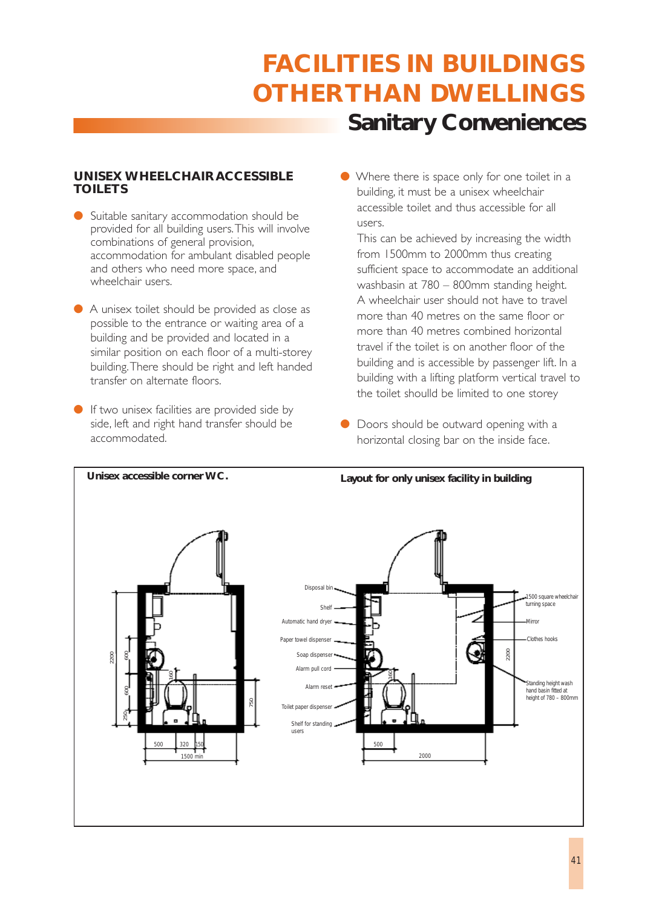# FACILITIES IN BUILDINGS OTHERTHAN DWELLINGS

## Sanitary Conveniences

### UNISEX WHEELCHAIR ACCESSIBLE TOILETS

- Suitable sanitary accommodation should be provided for all building users. This will involve combinations of general provision, accommodation for ambulant disabled people and others who need more space, and wheelchair users.

- A unisex toilet should be provided as close as possible to the entrance or waiting area of a building and be provided and located in a similar position on each floor of a multi-storey building. There should be right and left handed transfer on alternate floors.

- If two unisex facilities are provided side by side, left and right hand transfer should be accommodated.

- Where there is space only for one toilet in a building, it must be a unisex wheelchair accessible toilet and thus accessible for all users.
  This can be achieved by increasing the width from 1500mm to 2000mm thus creating sufficient space to accommodate an additional washbasin at 780 – 800mm standing height.
  A wheelchair user should not have to travel more than 40 metres on the same floor or more than 40 metres combined horizontal travel if the toilet is on another floor of the building and is accessible by passenger lift. In a building with a lifting platform vertical travel to the toilet shoulld be limited to one storey

- Doors should be outward opening with a horizontal closing bar on the inside face.

**Unisex accessible corner WC.**

**Layout for only unisex facility in building**

Disposal bin, Shelf, Automatic hand dryer, Paper towel dispenser, Soap dispenser, Alarm pull cord, Alarm reset, Toilet paper dispenser, Shelf for standing users, 1500 square wheelchair turning space, Mirror, Clothes hooks, Standing height wash hand basin fitted at height of 780 – 800mm

Dimensions: 2200, 600, 600, 250, 160, 750, 500, 320, 150, 1500 min, 2000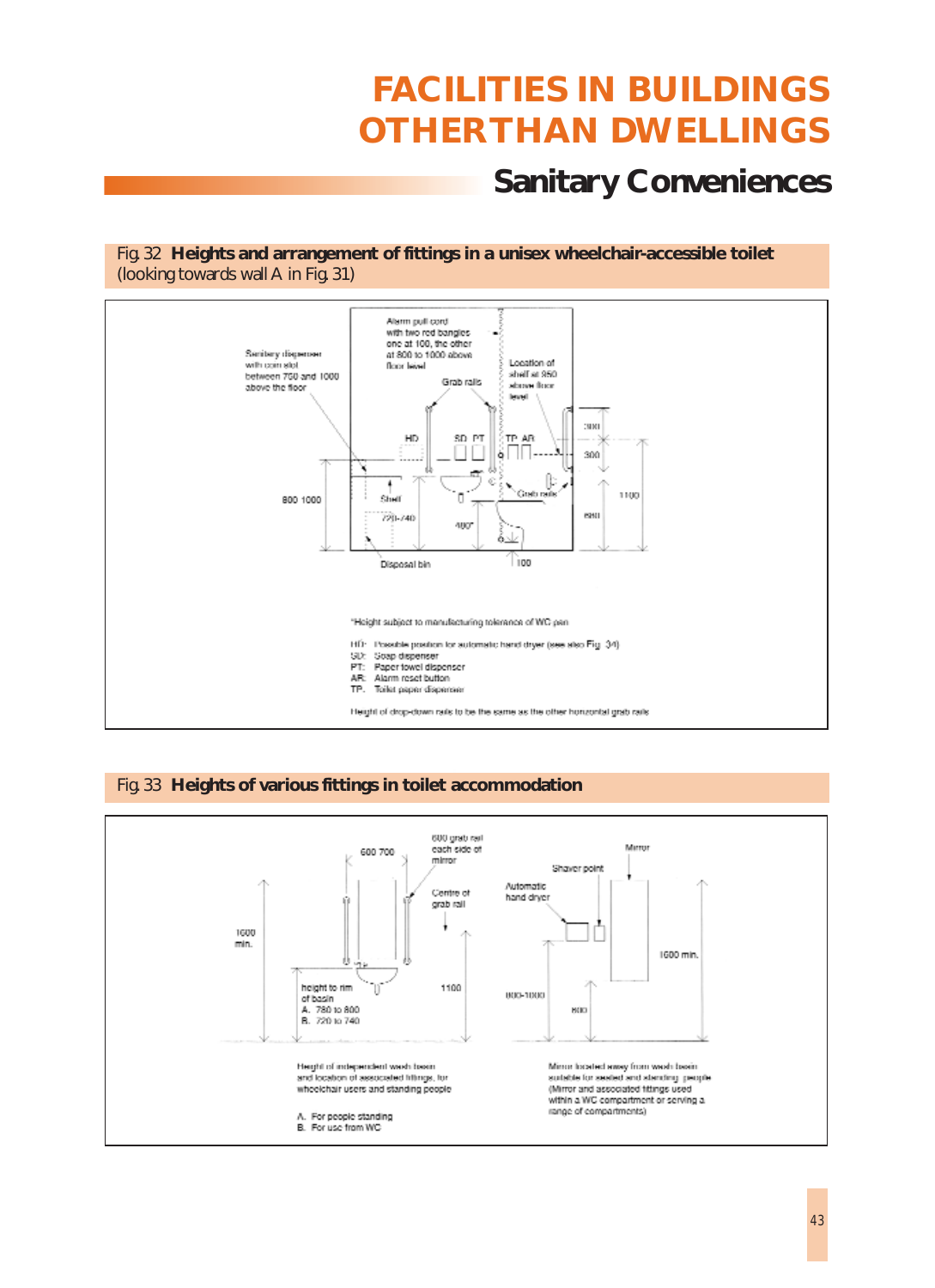# FACILITIES IN BUILDINGS OTHERTHAN DWELLINGS

## Sanitary Conveniences

Fig. 32 **Heights and arrangement of fittings in a unisex wheelchair-accessible toilet** (looking towards wall A in Fig. 31)

Alarm pull cord with two red bangles one at 100, the other at 800 to 1000 above floor level

Sanitary dispenser with coin slot between 700 and 1000 above the floor

Location of shelf at 950 above floor level

Grab rails

HD SD PT TP AR

Shelf

720-740

480*

Grab rails

800-1000

300

300

680

1100

Disposal bin

100

*Height subject to manufacturing tolerance of WC pan

HD: Possible position for automatic hand dryer (see also Fig. 34)
SD: Soap dispenser
PT: Paper towel dispenser
AR: Alarm reset button
TP: Toilet paper dispenser

Height of drop-down rails to be the same as the other horizontal grab rails

Fig. 33 **Heights of various fittings in toilet accommodation**

600 grab rail each side of mirror

600-700

Centre of grab rail

1600 min.

1100

height to rim of basin
A. 780 to 800
B. 720 to 740

Height of independent wash basin and location of associated fittings, for wheelchair users and standing people

A. For people standing
B. For use from WC

Mirror

Shaver point

Automatic hand dryer

800-1000

800

1600 min.

Mirror located away from wash basin suitable for seated and standing people (Mirror and associated fittings used within a WC compartment or serving a range of compartments)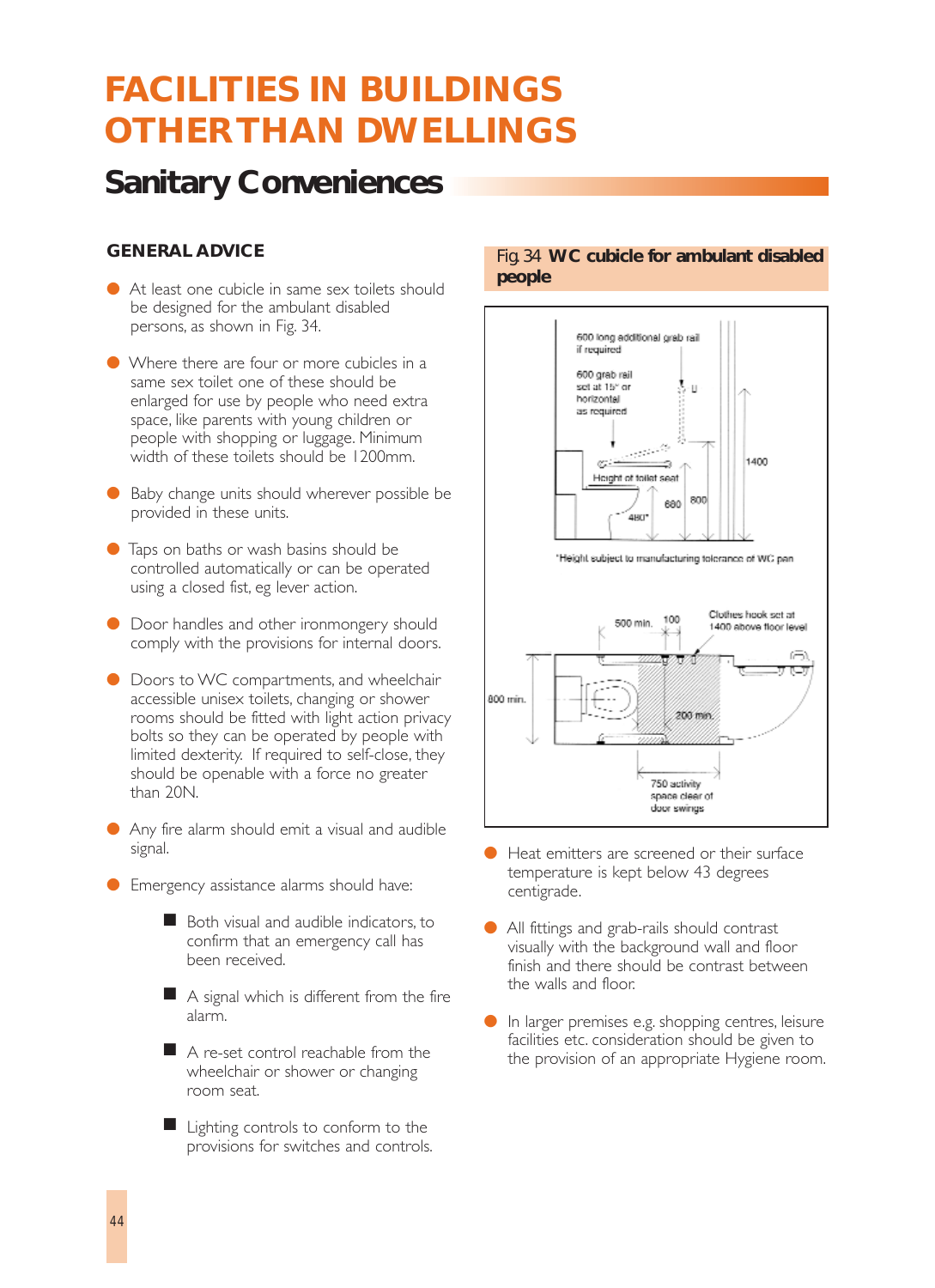# FACILITIES IN BUILDINGS OTHER THAN DWELLINGS

## Sanitary Conveniences

### GENERAL ADVICE

- At least one cubicle in same sex toilets should be designed for the ambulant disabled persons, as shown in Fig. 34.
- Where there are four or more cubicles in a same sex toilet one of these should be enlarged for use by people who need extra space, like parents with young children or people with shopping or luggage. Minimum width of these toilets should be 1200mm.
- Baby change units should wherever possible be provided in these units.
- Taps on baths or wash basins should be controlled automatically or can be operated using a closed fist, eg lever action.
- Door handles and other ironmongery should comply with the provisions for internal doors.
- Doors to WC compartments, and wheelchair accessible unisex toilets, changing or shower rooms should be fitted with light action privacy bolts so they can be operated by people with limited dexterity. If required to self-close, they should be openable with a force no greater than 20N.
- Any fire alarm should emit a visual and audible signal.
- Emergency assistance alarms should have:
  - Both visual and audible indicators, to confirm that an emergency call has been received.
  - A signal which is different from the fire alarm.
  - A re-set control reachable from the wheelchair or shower or changing room seat.
  - Lighting controls to conform to the provisions for switches and controls.

**Fig. 34 WC cubicle for ambulant disabled people**

- Heat emitters are screened or their surface temperature is kept below 43 degrees centigrade.
- All fittings and grab-rails should contrast visually with the background wall and floor finish and there should be contrast between the walls and floor.
- In larger premises e.g. shopping centres, leisure facilities etc. consideration should be given to the provision of an appropriate Hygiene room.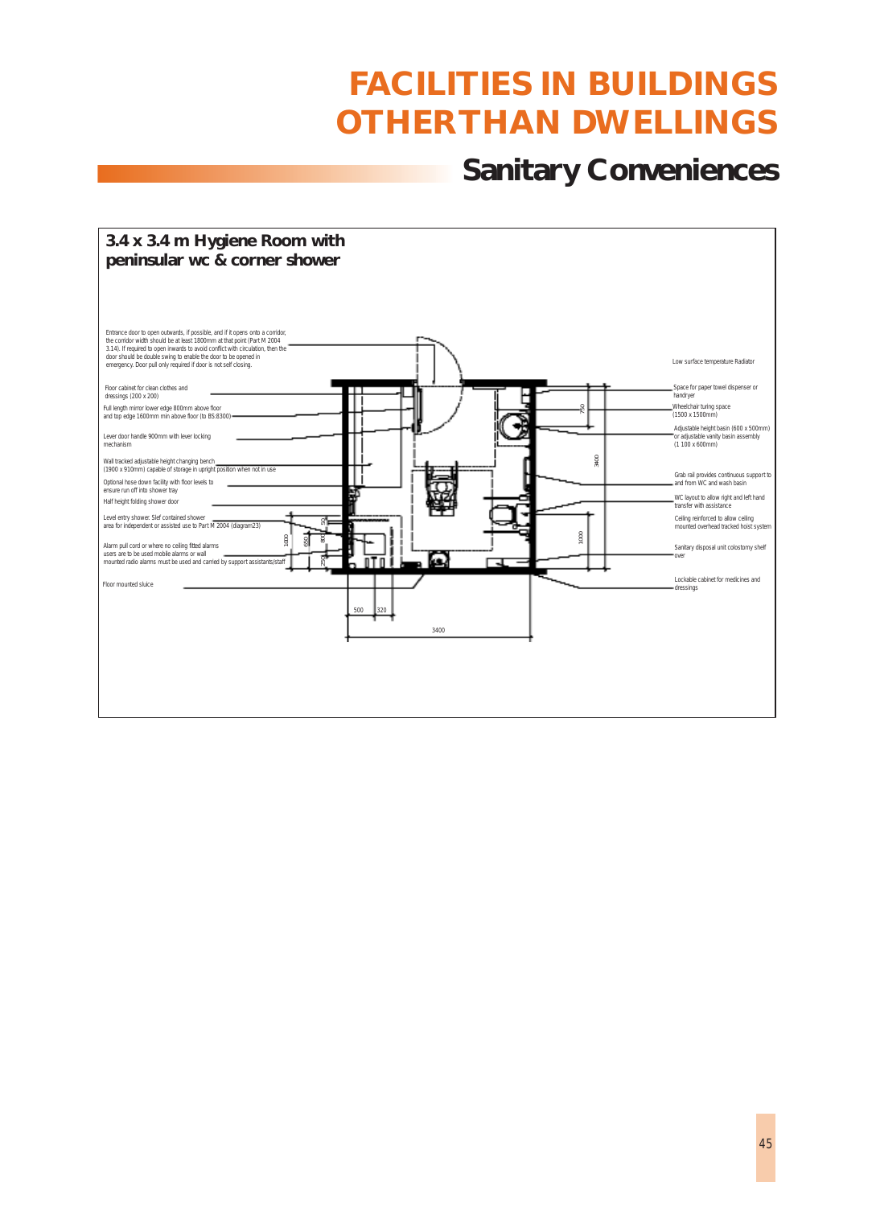# FACILITIES IN BUILDINGS OTHERTHAN DWELLINGS

## Sanitary Conveniences

### 3.4 x 3.4 m Hygiene Room with peninsular wc & corner shower

Entrance door to open outwards, if possible, and if it opens onto a corridor, the corridor width should be at least 1800mm at that point (Part M 2004 3.14). If required to open inwards to avoid conflict with circulation, then the door should be double swing to enable the door to be opened in emergency. Door pull only required if door is not self closing.

Floor cabinet for clean clothes and dressings (200 x 200)

Full length mirror lower edge 800mm above floor and top edge 1600mm min above floor (to BS:8300)

Lever door handle 900mm with lever locking mechanism

Wall tracked adjustable height changing bench (1900 x 910mm) capable of storage in upright position when not in use

Optional hose down facility with floor levels to ensure run off into shower tray

Half height folding shower door

Level entry shower. Slef contained shower area for independent or assisted use to Part M 2004 (diagram23)

Alarm pull cord or where no ceiling fitted alarms users are to be used mobile alarms or wall mounted radio alarms must be used and carried by support assistants/staff

Floor mounted sluice

Low surface temperature Radiator

Space for paper towel dispenser or handryer

Wheelchair turing space (1500 x 1500mm)

Adjustable height basin (600 x 500mm) or adjustable vanity basin assembly (1 100 x 600mm)

Grab rail provides continuous support to and from WC and wash basin

WC layout to allow right and left hand transfer with assistance

Ceiling reinforced to allow ceiling mounted overhead tracked hoist system

Sanitary disposal unit colostomy shelf over

Lockable cabinet for medicines and dressings

750, 3400, 1000, 1000, 650, 800, 50, 250, 500, 320, 3400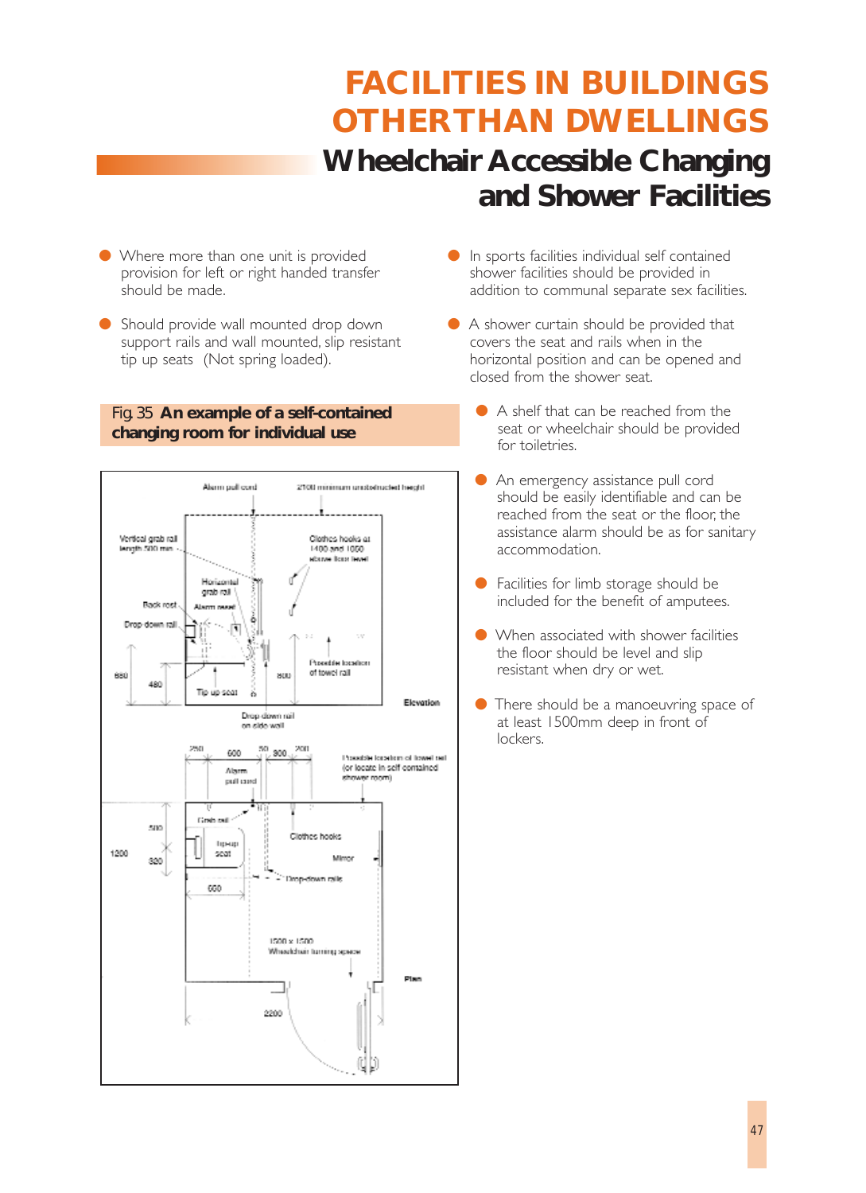# FACILITIES IN BUILDINGS OTHERTHAN DWELLINGS

## Wheelchair Accessible Changing and Shower Facilities

- Where more than one unit is provided provision for left or right handed transfer should be made.
- Should provide wall mounted drop down support rails and wall mounted, slip resistant tip up seats (Not spring loaded).

**Fig. 35 An example of a self-contained changing room for individual use**

- In sports facilities individual self contained shower facilities should be provided in addition to communal separate sex facilities.
- A shower curtain should be provided that covers the seat and rails when in the horizontal position and can be opened and closed from the shower seat.
- A shelf that can be reached from the seat or wheelchair should be provided for toiletries.
- An emergency assistance pull cord should be easily identifiable and can be reached from the seat or the floor, the assistance alarm should be as for sanitary accommodation.
- Facilities for limb storage should be included for the benefit of amputees.
- When associated with shower facilities the floor should be level and slip resistant when dry or wet.
- There should be a manoeuvring space of at least 1500mm deep in front of lockers.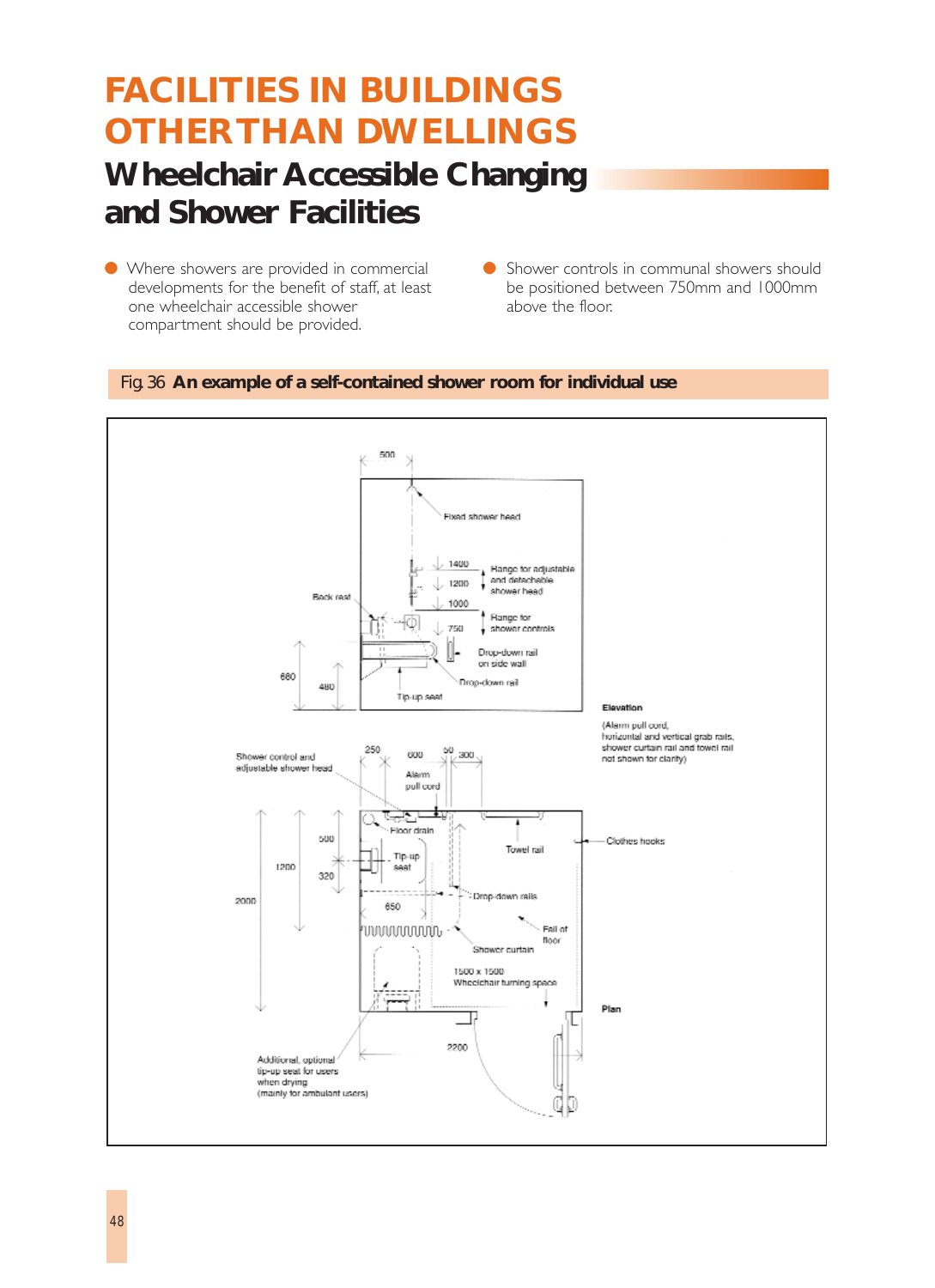# FACILITIES IN BUILDINGS OTHER THAN DWELLINGS

## Wheelchair Accessible Changing and Shower Facilities

- Where showers are provided in commercial developments for the benefit of staff, at least one wheelchair accessible shower compartment should be provided.
- Shower controls in communal showers should be positioned between 750mm and 1000mm above the floor.

**Fig. 36 An example of a self-contained shower room for individual use**

500

Fixed shower head

1400

1200

Range for adjustable and detachable shower head

1000

Back rest

Range for shower controls

750

Drop-down rail on side wall

680

480

Drop-down rail

Tip-up seat

Elevation

(Alarm pull cord, horizontal and vertical grab rails, shower curtain rail and towel rail not shown for clarity)

Shower control and adjustable shower head

250 600 50 300

Alarm pull cord

Floor drain

Towel rail

Clothes hooks

500

Tip-up seat

1200

320

2000

Drop-down rails

650

Fall of floor

Shower curtain

1500 x 1500 Wheelchair turning space

Plan

2200

Additional, optional tip-up seat for users when drying (mainly for ambulant users)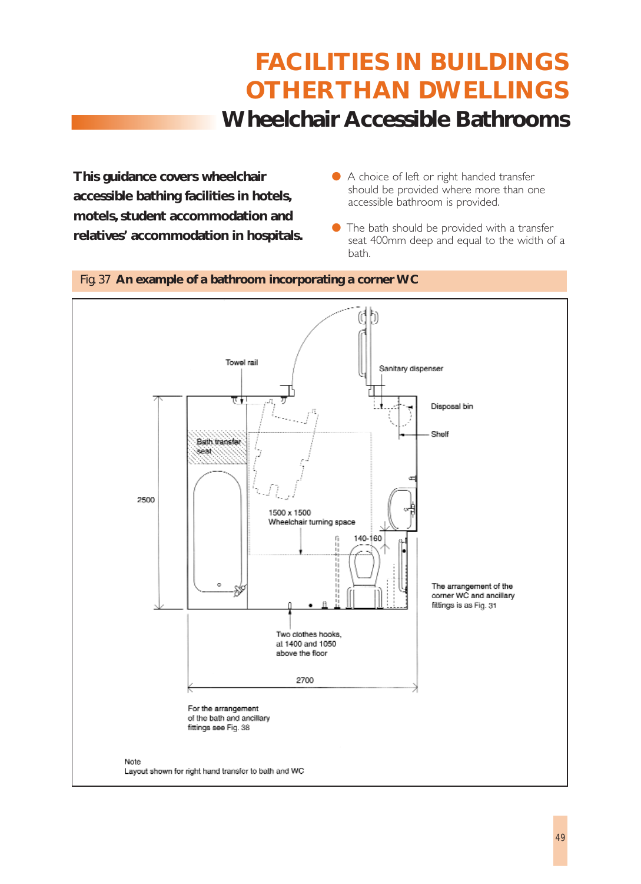# FACILITIES IN BUILDINGS OTHERTHAN DWELLINGS

## Wheelchair Accessible Bathrooms

**This guidance covers wheelchair accessible bathing facilities in hotels, motels, student accommodation and relatives' accommodation in hospitals.**

- A choice of left or right handed transfer should be provided where more than one accessible bathroom is provided.
- The bath should be provided with a transfer seat 400mm deep and equal to the width of a bath.

**Fig. 37 An example of a bathroom incorporating a corner WC**

Towel rail

Sanitary dispenser

Disposal bin

Shelf

Bath transfer seat

2500

1500 x 1500 Wheelchair turning space

140-160

The arrangement of the corner WC and ancillary fittings is as Fig. 31

Two clothes hooks, at 1400 and 1050 above the floor

2700

For the arrangement of the bath and ancillary fittings see Fig. 38

Note
Layout shown for right hand transfer to bath and WC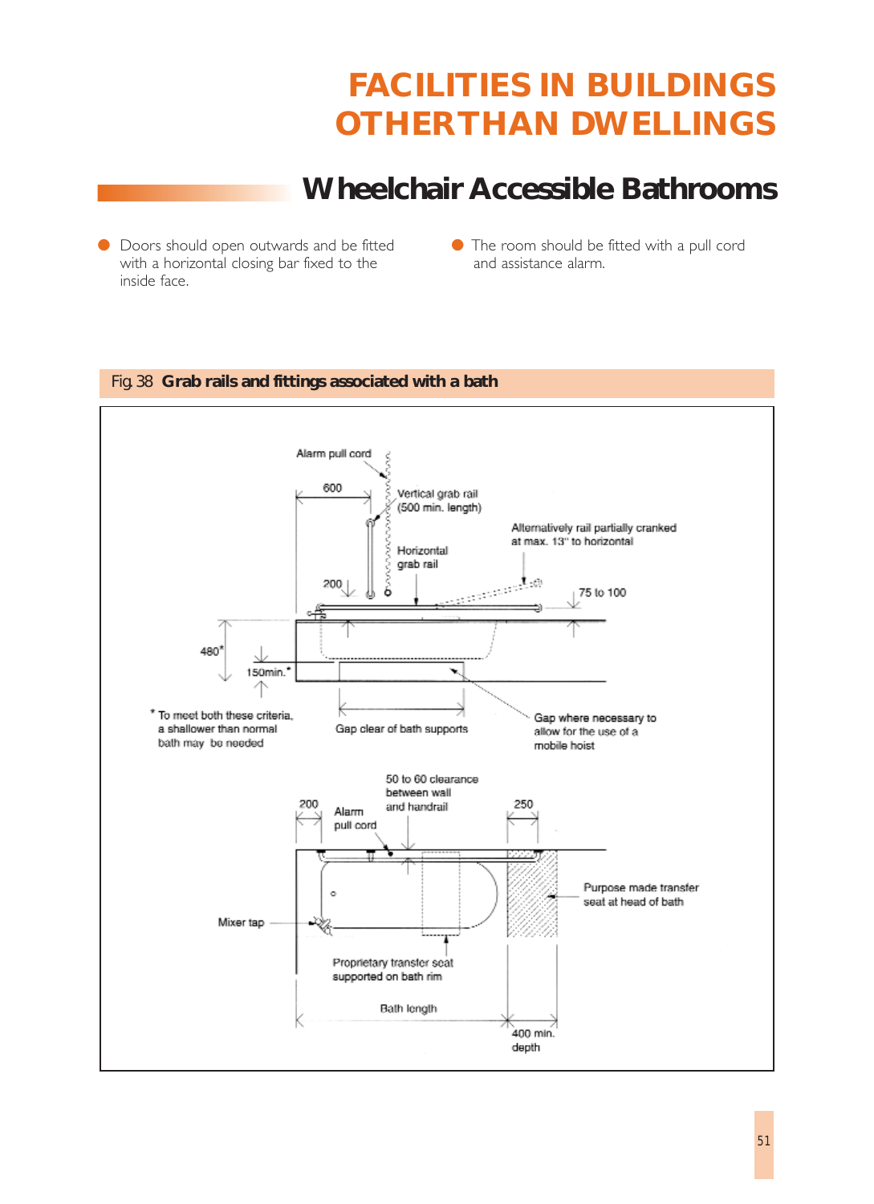# FACILITIES IN BUILDINGS OTHERTHAN DWELLINGS

## Wheelchair Accessible Bathrooms

- Doors should open outwards and be fitted with a horizontal closing bar fixed to the inside face.
- The room should be fitted with a pull cord and assistance alarm.

**Fig. 38 Grab rails and fittings associated with a bath**

Alarm pull cord

600

Vertical grab rail (500 min. length)

Alternatively rail partially cranked at max. 13° to horizontal

Horizontal grab rail

200

75 to 100

480*

150min.*

\* To meet both these criteria, a shallower than normal bath may be needed

Gap clear of bath supports

Gap where necessary to allow for the use of a mobile hoist

50 to 60 clearance between wall and handrail

200

Alarm pull cord

250

Purpose made transfer seat at head of bath

Mixer tap

Proprietary transfer seat supported on bath rim

Bath length

400 min. depth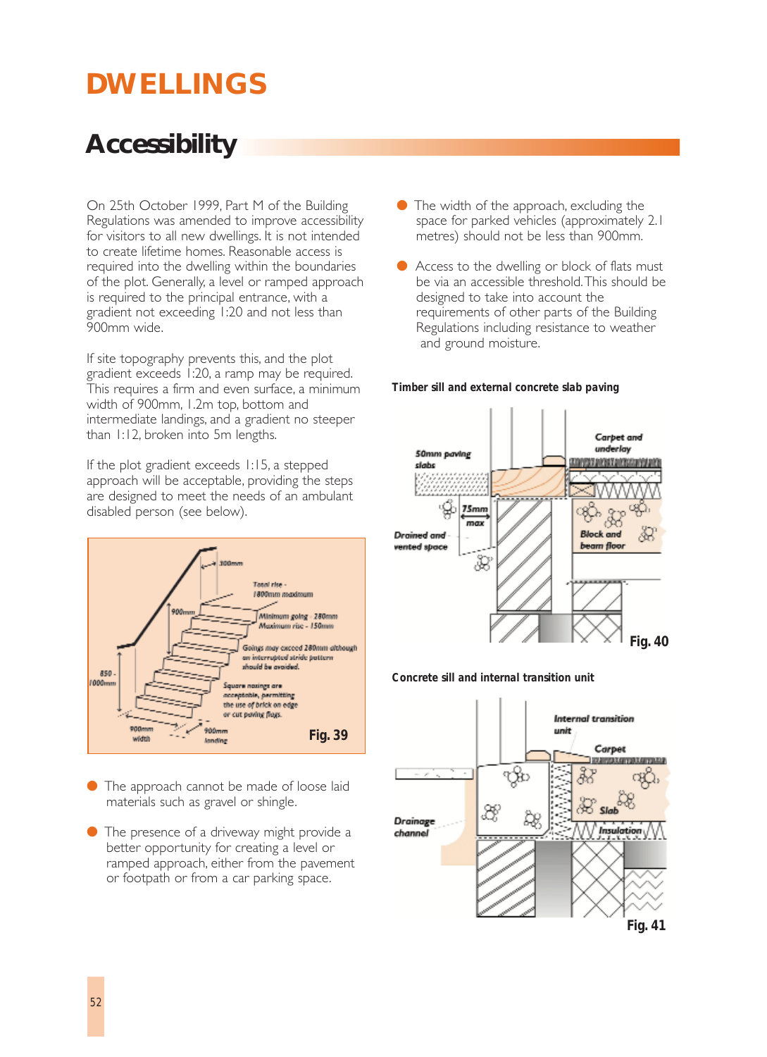# DWELLINGS

## Accessibility

On 25th October 1999, Part M of the Building Regulations was amended to improve accessibility for visitors to all new dwellings. It is not intended to create lifetime homes. Reasonable access is required into the dwelling within the boundaries of the plot. Generally, a level or ramped approach is required to the principal entrance, with a gradient not exceeding 1:20 and not less than 900mm wide.

If site topography prevents this, and the plot gradient exceeds 1:20, a ramp may be required. This requires a firm and even surface, a minimum width of 900mm, 1.2m top, bottom and intermediate landings, and a gradient no steeper than 1:12, broken into 5m lengths.

If the plot gradient exceeds 1:15, a stepped approach will be acceptable, providing the steps are designed to meet the needs of an ambulant disabled person (see below).

300mm

Total rise - 1800mm maximum

900mm

Minimum going - 280mm
Maximum rise - 150mm

Goings may exceed 280mm although an interrupted stride pattern should be avoided.

850 - 1000mm

Square nosings are acceptable, permitting the use of brick on edge or cut paving flags.

900mm width

900mm landing

Fig. 39

- The approach cannot be made of loose laid materials such as gravel or shingle.
- The presence of a driveway might provide a better opportunity for creating a level or ramped approach, either from the pavement or footpath or from a car parking space.
- The width of the approach, excluding the space for parked vehicles (approximately 2.1 metres) should not be less than 900mm.
- Access to the dwelling or block of flats must be via an accessible threshold. This should be designed to take into account the requirements of other parts of the Building Regulations including resistance to weather and ground moisture.

**Timber sill and external concrete slab paving**

50mm paving slabs

Carpet and underlay

75mm max

Drained and vented space

Block and beam floor

Fig. 40

**Concrete sill and internal transition unit**

Internal transition unit

Carpet

Slab

Drainage channel

Insulation

Fig. 41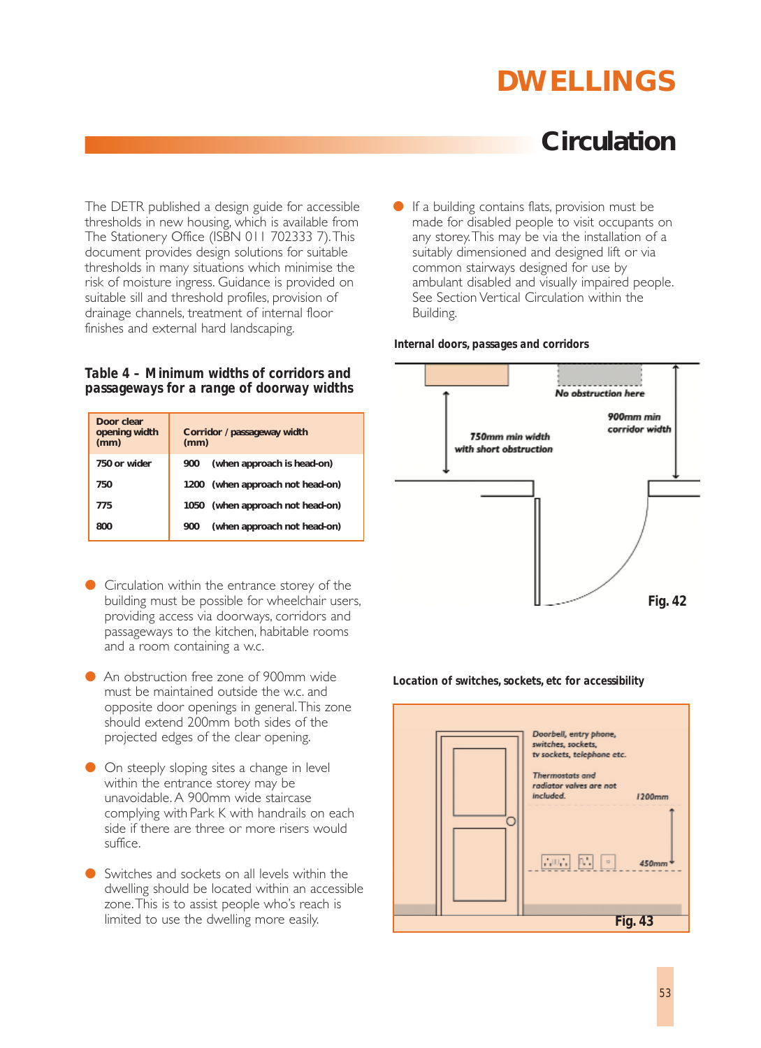# DWELLINGS

## Circulation

The DETR published a design guide for accessible thresholds in new housing, which is available from The Stationery Office (ISBN 011 702333 7). This document provides design solutions for suitable thresholds in many situations which minimise the risk of moisture ingress. Guidance is provided on suitable sill and threshold profiles, provision of drainage channels, treatment of internal floor finishes and external hard landscaping.

### Table 4 – Minimum widths of corridors and passageways for a range of doorway widths

| Door clear opening width (mm) | Corridor / passageway width (mm) |
|---|---|
| 750 or wider | 900 (when approach is head-on) |
| 750 | 1200 (when approach not head-on) |
| 775 | 1050 (when approach not head-on) |
| 800 | 900 (when approach not head-on) |

- Circulation within the entrance storey of the building must be possible for wheelchair users, providing access via doorways, corridors and passageways to the kitchen, habitable rooms and a room containing a w.c.

- An obstruction free zone of 900mm wide must be maintained outside the w.c. and opposite door openings in general. This zone should extend 200mm both sides of the projected edges of the clear opening.

- On steeply sloping sites a change in level within the entrance storey may be unavoidable. A 900mm wide staircase complying with Park K with handrails on each side if there are three or more risers would suffice.

- Switches and sockets on all levels within the dwelling should be located within an accessible zone. This is to assist people who's reach is limited to use the dwelling more easily.

- If a building contains flats, provision must be made for disabled people to visit occupants on any storey. This may be via the installation of a suitably dimensioned and designed lift or via common stairways designed for use by ambulant disabled and visually impaired people. See Section Vertical Circulation within the Building.

**Internal doors, passages and corridors**

No obstruction here

750mm min width with short obstruction

900mm min corridor width

Fig. 42

**Location of switches, sockets, etc for accessibility**

Doorbell, entry phone, switches, sockets, tv sockets, telephone etc.

Thermostats and radiator valves are not included.

1200mm

450mm

Fig. 43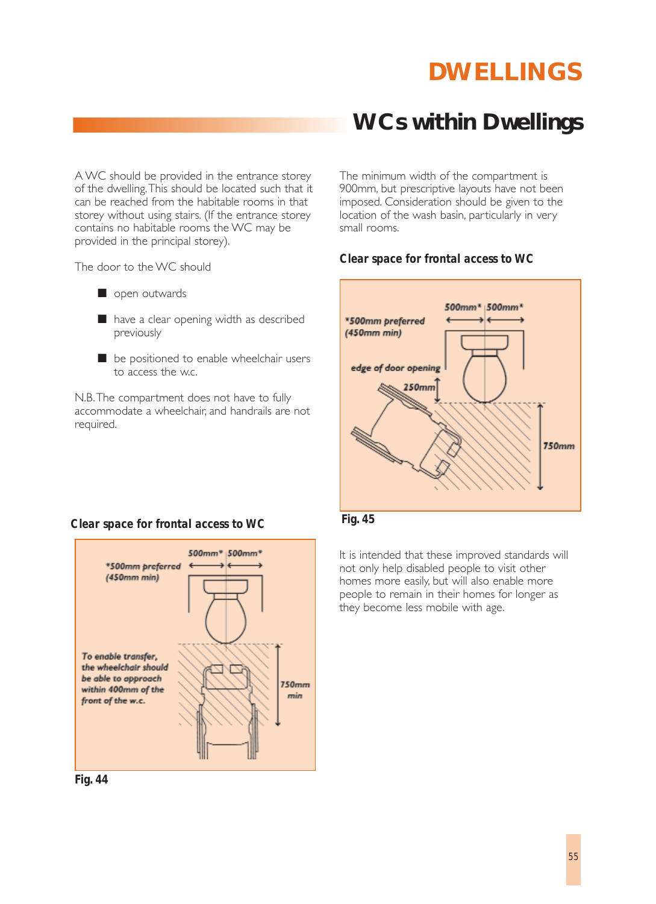# DWELLINGS

## WCs within Dwellings

A WC should be provided in the entrance storey of the dwelling. This should be located such that it can be reached from the habitable rooms in that storey without using stairs. (If the entrance storey contains no habitable rooms the WC may be provided in the principal storey).

The door to the WC should

- open outwards
- have a clear opening width as described previously
- be positioned to enable wheelchair users to access the w.c.

N.B. The compartment does not have to fully accommodate a wheelchair, and handrails are not required.

### Clear space for frontal access to WC

500mm* 500mm*

*500mm preferred
(450mm min)

To enable transfer, the wheelchair should be able to approach within 400mm of the front of the w.c.

750mm
min

Fig. 44

The minimum width of the compartment is 900mm, but prescriptive layouts have not been imposed. Consideration should be given to the location of the wash basin, particularly in very small rooms.

### Clear space for frontal access to WC

500mm* 500mm*

*500mm preferred
(450mm min)

edge of door opening

250mm

750mm

Fig. 45

It is intended that these improved standards will not only help disabled people to visit other homes more easily, but will also enable more people to remain in their homes for longer as they become less mobile with age.